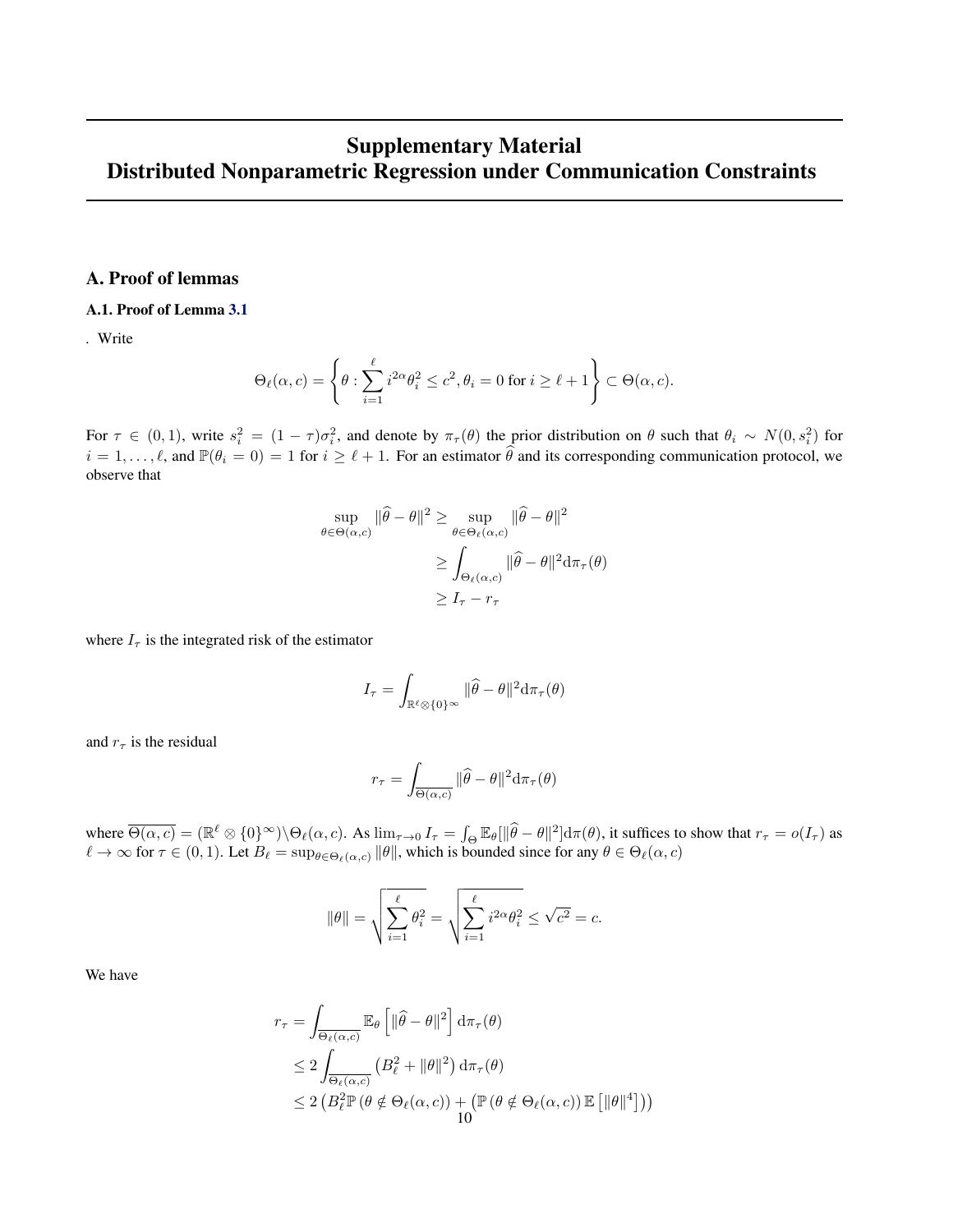# Supplementary Material
# Distributed Nonparametric Regression under Communication Constraints

## A. Proof of lemmas

### A.1. Proof of Lemma 3.1

. Write

$$\Theta_\ell(\alpha, c) = \left\{ \theta : \sum_{i=1}^{\ell} i^{2\alpha} \theta_i^2 \leq c^2, \theta_i = 0 \text{ for } i \geq \ell + 1 \right\} \subset \Theta(\alpha, c).$$

For $\tau \in (0, 1)$, write $s_i^2 = (1-\tau)\sigma_i^2$, and denote by $\pi_\tau(\theta)$ the prior distribution on $\theta$ such that $\theta_i \sim N(0, s_i^2)$ for $i = 1, \ldots, \ell$, and $\mathbb{P}(\theta_i = 0) = 1$ for $i \geq \ell + 1$. For an estimator $\widehat{\theta}$ and its corresponding communication protocol, we observe that

$$\begin{aligned} \sup_{\theta \in \Theta(\alpha, c)} \|\widehat{\theta} - \theta\|^2 &\geq \sup_{\theta \in \Theta_\ell(\alpha, c)} \|\widehat{\theta} - \theta\|^2 \\ &\geq \int_{\Theta_\ell(\alpha, c)} \|\widehat{\theta} - \theta\|^2 \mathrm{d}\pi_\tau(\theta) \\ &\geq I_\tau - r_\tau \end{aligned}$$

where $I_\tau$ is the integrated risk of the estimator

$$I_\tau = \int_{\mathbb{R}^\ell \otimes \{0\}^\infty} \|\widehat{\theta} - \theta\|^2 \mathrm{d}\pi_\tau(\theta)$$

and $r_\tau$ is the residual

$$r_\tau = \int_{\overline{\Theta(\alpha, c)}} \|\widehat{\theta} - \theta\|^2 \mathrm{d}\pi_\tau(\theta)$$

where $\overline{\Theta(\alpha, c)} = (\mathbb{R}^\ell \otimes \{0\}^\infty) \backslash \Theta_\ell(\alpha, c)$. As $\lim_{\tau \to 0} I_\tau = \int_\Theta \mathbb{E}_\theta[\|\widehat{\theta} - \theta\|^2] \mathrm{d}\pi(\theta)$, it suffices to show that $r_\tau = o(I_\tau)$ as $\ell \to \infty$ for $\tau \in (0, 1)$. Let $B_\ell = \sup_{\theta \in \Theta_\ell(\alpha, c)} \|\theta\|$, which is bounded since for any $\theta \in \Theta_\ell(\alpha, c)$

$$\|\theta\| = \sqrt{\sum_{i=1}^{\ell} \theta_i^2} = \sqrt{\sum_{i=1}^{\ell} i^{2\alpha} \theta_i^2} \leq \sqrt{c^2} = c.$$

We have

$$\begin{aligned} r_\tau &= \int_{\overline{\Theta_\ell(\alpha, c)}} \mathbb{E}_\theta \left[ \|\widehat{\theta} - \theta\|^2 \right] \mathrm{d}\pi_\tau(\theta) \\ &\leq 2 \int_{\overline{\Theta_\ell(\alpha, c)}} \left( B_\ell^2 + \|\theta\|^2 \right) \mathrm{d}\pi_\tau(\theta) \\ &\leq 2 \left( B_\ell^2 \mathbb{P}\left(\theta \notin \Theta_\ell(\alpha, c)\right) + \left( \mathbb{P}\left(\theta \notin \Theta_\ell(\alpha, c)\right) \mathbb{E}\left[\|\theta\|^4\right] \right) \right) \end{aligned}$$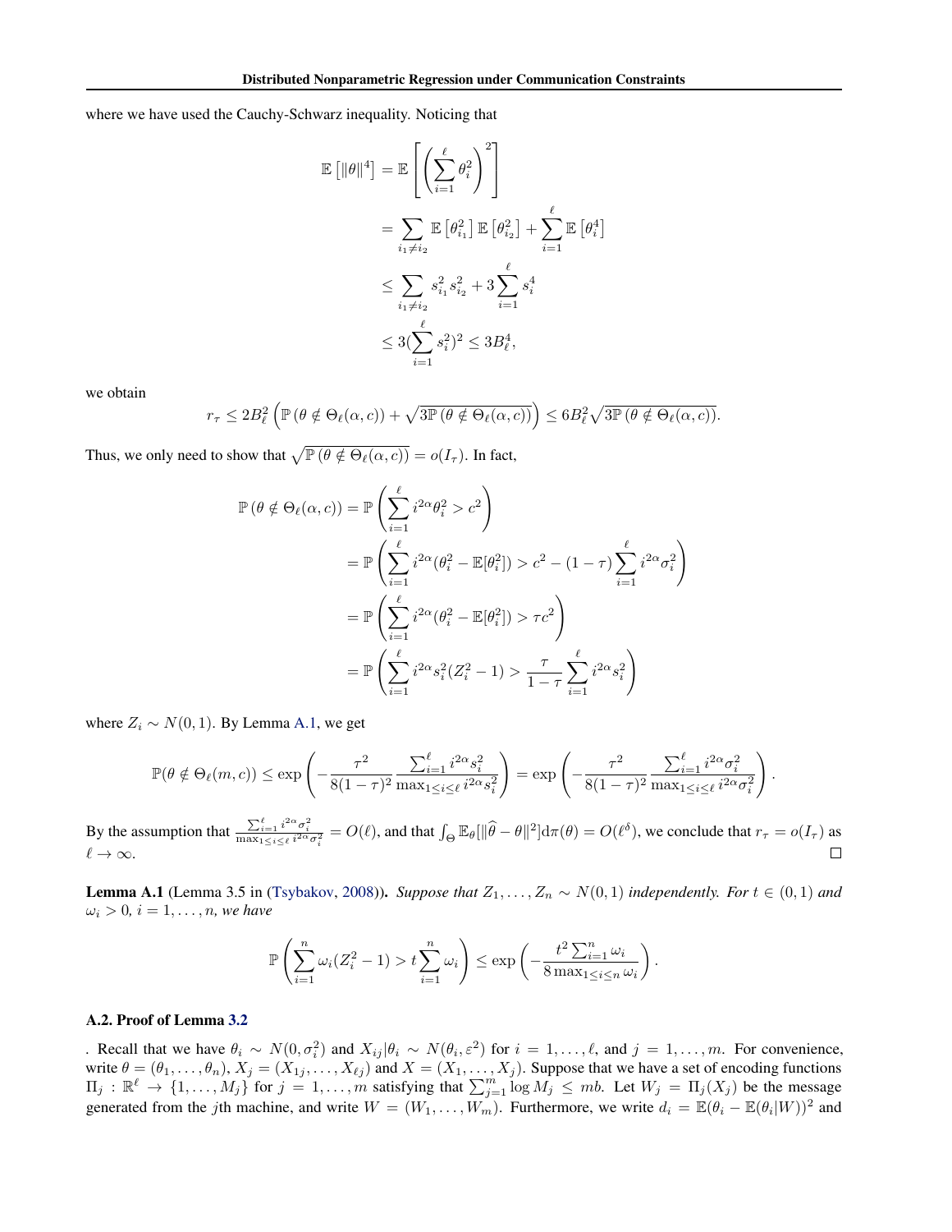where we have used the Cauchy-Schwarz inequality. Noticing that

$$
\begin{aligned}
\mathbb{E}\left[\|\theta\|^4\right] &= \mathbb{E}\left[\left(\sum_{i=1}^{\ell}\theta_i^2\right)^2\right] \\
&= \sum_{i_1\neq i_2}\mathbb{E}\left[\theta_{i_1}^2\right]\mathbb{E}\left[\theta_{i_2}^2\right] + \sum_{i=1}^{\ell}\mathbb{E}\left[\theta_i^4\right] \\
&\leq \sum_{i_1\neq i_2} s_{i_1}^2 s_{i_2}^2 + 3\sum_{i=1}^{\ell} s_i^4 \\
&\leq 3(\sum_{i=1}^{\ell} s_i^2)^2 \leq 3B_\ell^4,
\end{aligned}
$$

we obtain

$$
r_\tau \leq 2B_\ell^2\left(\mathbb{P}\left(\theta\notin\Theta_\ell(\alpha,c)\right) + \sqrt{3\mathbb{P}\left(\theta\notin\Theta_\ell(\alpha,c)\right)}\right) \leq 6B_\ell^2\sqrt{3\mathbb{P}\left(\theta\notin\Theta_\ell(\alpha,c)\right)}.
$$

Thus, we only need to show that $\sqrt{\mathbb{P}\left(\theta\notin\Theta_\ell(\alpha,c)\right)} = o(I_\tau)$. In fact,

$$
\begin{aligned}
\mathbb{P}\left(\theta\notin\Theta_\ell(\alpha,c)\right) &= \mathbb{P}\left(\sum_{i=1}^{\ell} i^{2\alpha}\theta_i^2 > c^2\right) \\
&= \mathbb{P}\left(\sum_{i=1}^{\ell} i^{2\alpha}(\theta_i^2 - \mathbb{E}[\theta_i^2]) > c^2 - (1-\tau)\sum_{i=1}^{\ell} i^{2\alpha}\sigma_i^2\right) \\
&= \mathbb{P}\left(\sum_{i=1}^{\ell} i^{2\alpha}(\theta_i^2 - \mathbb{E}[\theta_i^2]) > \tau c^2\right) \\
&= \mathbb{P}\left(\sum_{i=1}^{\ell} i^{2\alpha}s_i^2(Z_i^2 - 1) > \frac{\tau}{1-\tau}\sum_{i=1}^{\ell} i^{2\alpha}s_i^2\right)
\end{aligned}
$$

where $Z_i \sim N(0,1)$. By Lemma A.1, we get

$$
\mathbb{P}(\theta\notin\Theta_\ell(m,c)) \leq \exp\left(-\frac{\tau^2}{8(1-\tau)^2}\frac{\sum_{i=1}^{\ell} i^{2\alpha}s_i^2}{\max_{1\leq i\leq \ell} i^{2\alpha}s_i^2}\right) = \exp\left(-\frac{\tau^2}{8(1-\tau)^2}\frac{\sum_{i=1}^{\ell} i^{2\alpha}\sigma_i^2}{\max_{1\leq i\leq \ell} i^{2\alpha}\sigma_i^2}\right).
$$

By the assumption that $\frac{\sum_{i=1}^{\ell} i^{2\alpha}\sigma_i^2}{\max_{1\leq i\leq \ell} i^{2\alpha}\sigma_i^2} = O(\ell)$, and that $\int_\Theta \mathbb{E}_\theta[\|\widehat{\theta}-\theta\|^2]\mathrm{d}\pi(\theta) = O(\ell^\delta)$, we conclude that $r_\tau = o(I_\tau)$ as $\ell\to\infty$. □

**Lemma A.1** (Lemma 3.5 in (Tsybakov, 2008)). *Suppose that $Z_1,\ldots,Z_n \sim N(0,1)$ independently. For $t\in(0,1)$ and $\omega_i > 0$, $i=1,\ldots,n$, we have*

$$
\mathbb{P}\left(\sum_{i=1}^{n}\omega_i(Z_i^2-1) > t\sum_{i=1}^{n}\omega_i\right) \leq \exp\left(-\frac{t^2\sum_{i=1}^{n}\omega_i}{8\max_{1\leq i\leq n}\omega_i}\right).
$$

### A.2. Proof of Lemma 3.2

. Recall that we have $\theta_i \sim N(0,\sigma_i^2)$ and $X_{ij}|\theta_i \sim N(\theta_i,\varepsilon^2)$ for $i=1,\ldots,\ell$, and $j=1,\ldots,m$. For convenience, write $\theta=(\theta_1,\ldots,\theta_n)$, $X_j=(X_{1j},\ldots,X_{\ell j})$ and $X=(X_1,\ldots,X_j)$. Suppose that we have a set of encoding functions $\Pi_j:\mathbb{R}^\ell\to\{1,\ldots,M_j\}$ for $j=1,\ldots,m$ satisfying that $\sum_{j=1}^{m}\log M_j \leq mb$. Let $W_j=\Pi_j(X_j)$ be the message generated from the $j$th machine, and write $W=(W_1,\ldots,W_m)$. Furthermore, we write $d_i=\mathbb{E}(\theta_i-\mathbb{E}(\theta_i|W))^2$ and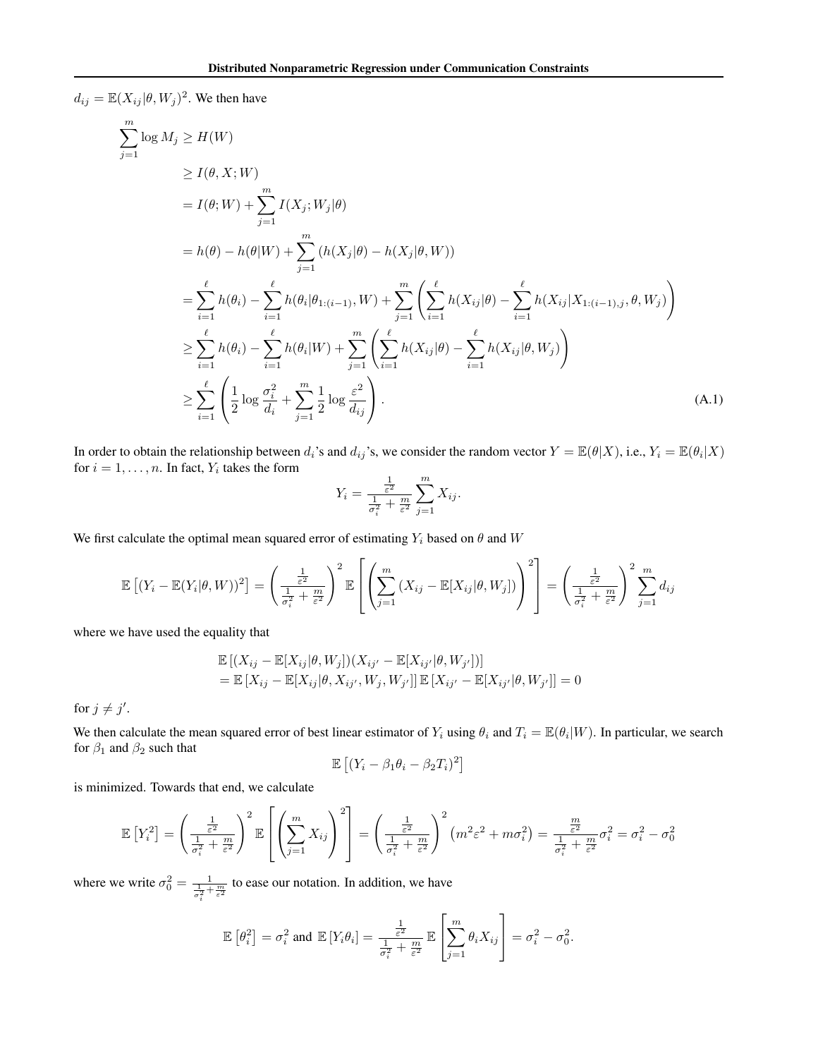$d_{ij} = \mathbb{E}(X_{ij}|\theta, W_j)^2$. We then have

$$
\begin{aligned}
\sum_{j=1}^{m} \log M_j &\geq H(W) \\
&\geq I(\theta, X; W) \\
&= I(\theta; W) + \sum_{j=1}^{m} I(X_j; W_j|\theta) \\
&= h(\theta) - h(\theta|W) + \sum_{j=1}^{m} \left( h(X_j|\theta) - h(X_j|\theta, W) \right) \\
&= \sum_{i=1}^{\ell} h(\theta_i) - \sum_{i=1}^{\ell} h(\theta_i|\theta_{1:(i-1)}, W) + \sum_{j=1}^{m} \left( \sum_{i=1}^{\ell} h(X_{ij}|\theta) - \sum_{i=1}^{\ell} h(X_{ij}|X_{1:(i-1),j}, \theta, W_j) \right) \\
&\geq \sum_{i=1}^{\ell} h(\theta_i) - \sum_{i=1}^{\ell} h(\theta_i|W) + \sum_{j=1}^{m} \left( \sum_{i=1}^{\ell} h(X_{ij}|\theta) - \sum_{i=1}^{\ell} h(X_{ij}|\theta, W_j) \right) \\
&\geq \sum_{i=1}^{\ell} \left( \frac{1}{2} \log \frac{\sigma_i^2}{d_i} + \sum_{j=1}^{m} \frac{1}{2} \log \frac{\varepsilon^2}{d_{ij}} \right).
\end{aligned}
\tag{A.1}
$$

In order to obtain the relationship between $d_i$'s and $d_{ij}$'s, we consider the random vector $Y = \mathbb{E}(\theta|X)$, i.e., $Y_i = \mathbb{E}(\theta_i|X)$ for $i = 1, \ldots, n$. In fact, $Y_i$ takes the form

$$
Y_i = \frac{\frac{1}{\varepsilon^2}}{\frac{1}{\sigma_i^2} + \frac{m}{\varepsilon^2}} \sum_{j=1}^{m} X_{ij}.
$$

We first calculate the optimal mean squared error of estimating $Y_i$ based on $\theta$ and $W$

$$
\mathbb{E}\left[(Y_i - \mathbb{E}(Y_i|\theta, W))^2\right] = \left( \frac{\frac{1}{\varepsilon^2}}{\frac{1}{\sigma_i^2} + \frac{m}{\varepsilon^2}} \right)^2 \mathbb{E}\left[ \left( \sum_{j=1}^{m} (X_{ij} - \mathbb{E}[X_{ij}|\theta, W_j]) \right)^2 \right] = \left( \frac{\frac{1}{\varepsilon^2}}{\frac{1}{\sigma_i^2} + \frac{m}{\varepsilon^2}} \right)^2 \sum_{j=1}^{m} d_{ij}
$$

where we have used the equality that

$$
\begin{aligned}
&\mathbb{E}\left[(X_{ij} - \mathbb{E}[X_{ij}|\theta, W_j])(X_{ij'} - \mathbb{E}[X_{ij'}|\theta, W_{j'}])\right] \\
&= \mathbb{E}\left[X_{ij} - \mathbb{E}[X_{ij}|\theta, X_{ij'}, W_j, W_{j'}]\right] \mathbb{E}\left[X_{ij'} - \mathbb{E}[X_{ij'}|\theta, W_{j'}]\right] = 0
\end{aligned}
$$

for $j \neq j'$.

We then calculate the mean squared error of best linear estimator of $Y_i$ using $\theta_i$ and $T_i = \mathbb{E}(\theta_i|W)$. In particular, we search for $\beta_1$ and $\beta_2$ such that

$$
\mathbb{E}\left[(Y_i - \beta_1 \theta_i - \beta_2 T_i)^2\right]
$$

is minimized. Towards that end, we calculate

$$
\mathbb{E}\left[Y_i^2\right] = \left( \frac{\frac{1}{\varepsilon^2}}{\frac{1}{\sigma_i^2} + \frac{m}{\varepsilon^2}} \right)^2 \mathbb{E}\left[ \left( \sum_{j=1}^{m} X_{ij} \right)^2 \right] = \left( \frac{\frac{1}{\varepsilon^2}}{\frac{1}{\sigma_i^2} + \frac{m}{\varepsilon^2}} \right)^2 \left( m^2 \varepsilon^2 + m \sigma_i^2 \right) = \frac{\frac{m}{\varepsilon^2}}{\frac{1}{\sigma_i^2} + \frac{m}{\varepsilon^2}} \sigma_i^2 = \sigma_i^2 - \sigma_0^2
$$

where we write $\sigma_0^2 = \frac{1}{\frac{1}{\sigma_i^2} + \frac{m}{\varepsilon^2}}$ to ease our notation. In addition, we have

$$
\mathbb{E}\left[\theta_i^2\right] = \sigma_i^2 \text{ and } \mathbb{E}\left[Y_i \theta_i\right] = \frac{\frac{1}{\varepsilon^2}}{\frac{1}{\sigma_i^2} + \frac{m}{\varepsilon^2}} \mathbb{E}\left[ \sum_{j=1}^{m} \theta_i X_{ij} \right] = \sigma_i^2 - \sigma_0^2.
$$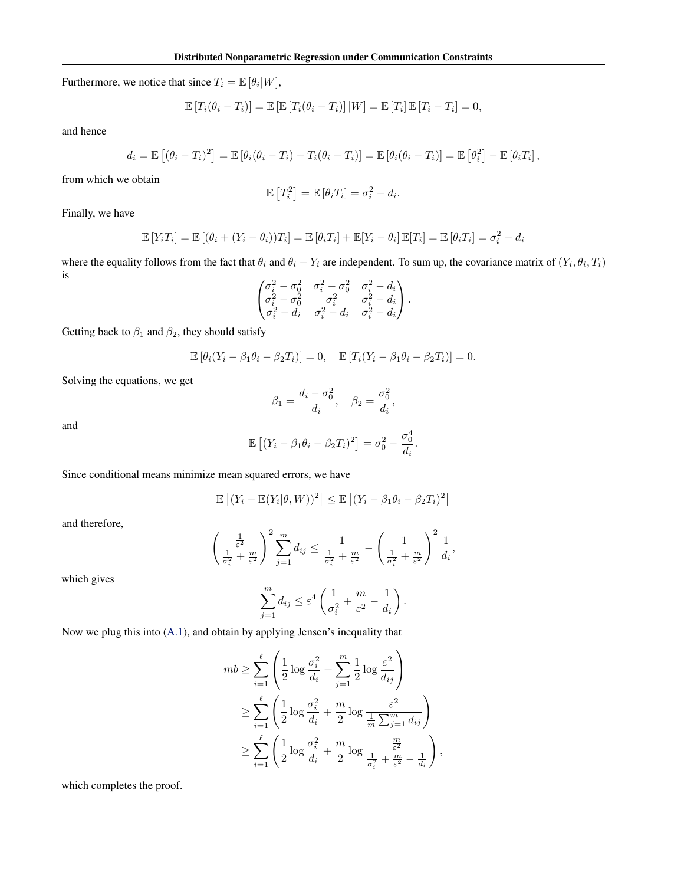Furthermore, we notice that since $T_i = \mathbb{E}[\theta_i | W]$,

$$\mathbb{E}[T_i(\theta_i - T_i)] = \mathbb{E}[\mathbb{E}[T_i(\theta_i - T_i)] | W] = \mathbb{E}[T_i] \mathbb{E}[T_i - T_i] = 0,$$

and hence

$$d_i = \mathbb{E}\left[(\theta_i - T_i)^2\right] = \mathbb{E}[\theta_i(\theta_i - T_i) - T_i(\theta_i - T_i)] = \mathbb{E}[\theta_i(\theta_i - T_i)] = \mathbb{E}\left[\theta_i^2\right] - \mathbb{E}[\theta_i T_i],$$

from which we obtain

$$\mathbb{E}\left[T_i^2\right] = \mathbb{E}[\theta_i T_i] = \sigma_i^2 - d_i.$$

Finally, we have

$$\mathbb{E}[Y_i T_i] = \mathbb{E}[(\theta_i + (Y_i - \theta_i)) T_i] = \mathbb{E}[\theta_i T_i] + \mathbb{E}[Y_i - \theta_i] \mathbb{E}[T_i] = \mathbb{E}[\theta_i T_i] = \sigma_i^2 - d_i$$

where the equality follows from the fact that $\theta_i$ and $\theta_i - Y_i$ are independent. To sum up, the covariance matrix of $(Y_i, \theta_i, T_i)$ is

$$\begin{pmatrix} \sigma_i^2 - \sigma_0^2 & \sigma_i^2 - \sigma_0^2 & \sigma_i^2 - d_i \\ \sigma_i^2 - \sigma_0^2 & \sigma_i^2 & \sigma_i^2 - d_i \\ \sigma_i^2 - d_i & \sigma_i^2 - d_i & \sigma_i^2 - d_i \end{pmatrix}.$$

Getting back to $\beta_1$ and $\beta_2$, they should satisfy

$$\mathbb{E}[\theta_i(Y_i - \beta_1\theta_i - \beta_2 T_i)] = 0, \quad \mathbb{E}[T_i(Y_i - \beta_1\theta_i - \beta_2 T_i)] = 0.$$

Solving the equations, we get

$$\beta_1 = \frac{d_i - \sigma_0^2}{d_i}, \quad \beta_2 = \frac{\sigma_0^2}{d_i},$$

and

$$\mathbb{E}\left[(Y_i - \beta_1\theta_i - \beta_2 T_i)^2\right] = \sigma_0^2 - \frac{\sigma_0^4}{d_i}.$$

Since conditional means minimize mean squared errors, we have

$$\mathbb{E}\left[(Y_i - \mathbb{E}(Y_i | \theta, W))^2\right] \le \mathbb{E}\left[(Y_i - \beta_1\theta_i - \beta_2 T_i)^2\right]$$

and therefore,

$$\left(\frac{\frac{1}{\varepsilon^2}}{\frac{1}{\sigma_i^2} + \frac{m}{\varepsilon^2}}\right)^2 \sum_{j=1}^m d_{ij} \le \frac{1}{\frac{1}{\sigma_i^2} + \frac{m}{\varepsilon^2}} - \left(\frac{1}{\frac{1}{\sigma_i^2} + \frac{m}{\varepsilon^2}}\right)^2 \frac{1}{d_i},$$

which gives

$$\sum_{j=1}^m d_{ij} \le \varepsilon^4 \left(\frac{1}{\sigma_i^2} + \frac{m}{\varepsilon^2} - \frac{1}{d_i}\right).$$

Now we plug this into (A.1), and obtain by applying Jensen's inequality that

$$\begin{aligned} mb &\ge \sum_{i=1}^{\ell} \left(\frac{1}{2}\log\frac{\sigma_i^2}{d_i} + \sum_{j=1}^m \frac{1}{2}\log\frac{\varepsilon^2}{d_{ij}}\right) \\ &\ge \sum_{i=1}^{\ell} \left(\frac{1}{2}\log\frac{\sigma_i^2}{d_i} + \frac{m}{2}\log\frac{\varepsilon^2}{\frac{1}{m}\sum_{j=1}^m d_{ij}}\right) \\ &\ge \sum_{i=1}^{\ell} \left(\frac{1}{2}\log\frac{\sigma_i^2}{d_i} + \frac{m}{2}\log\frac{\frac{m}{\varepsilon^2}}{\frac{1}{\sigma_i^2} + \frac{m}{\varepsilon^2} - \frac{1}{d_i}}\right), \end{aligned}$$

which completes the proof. ◻